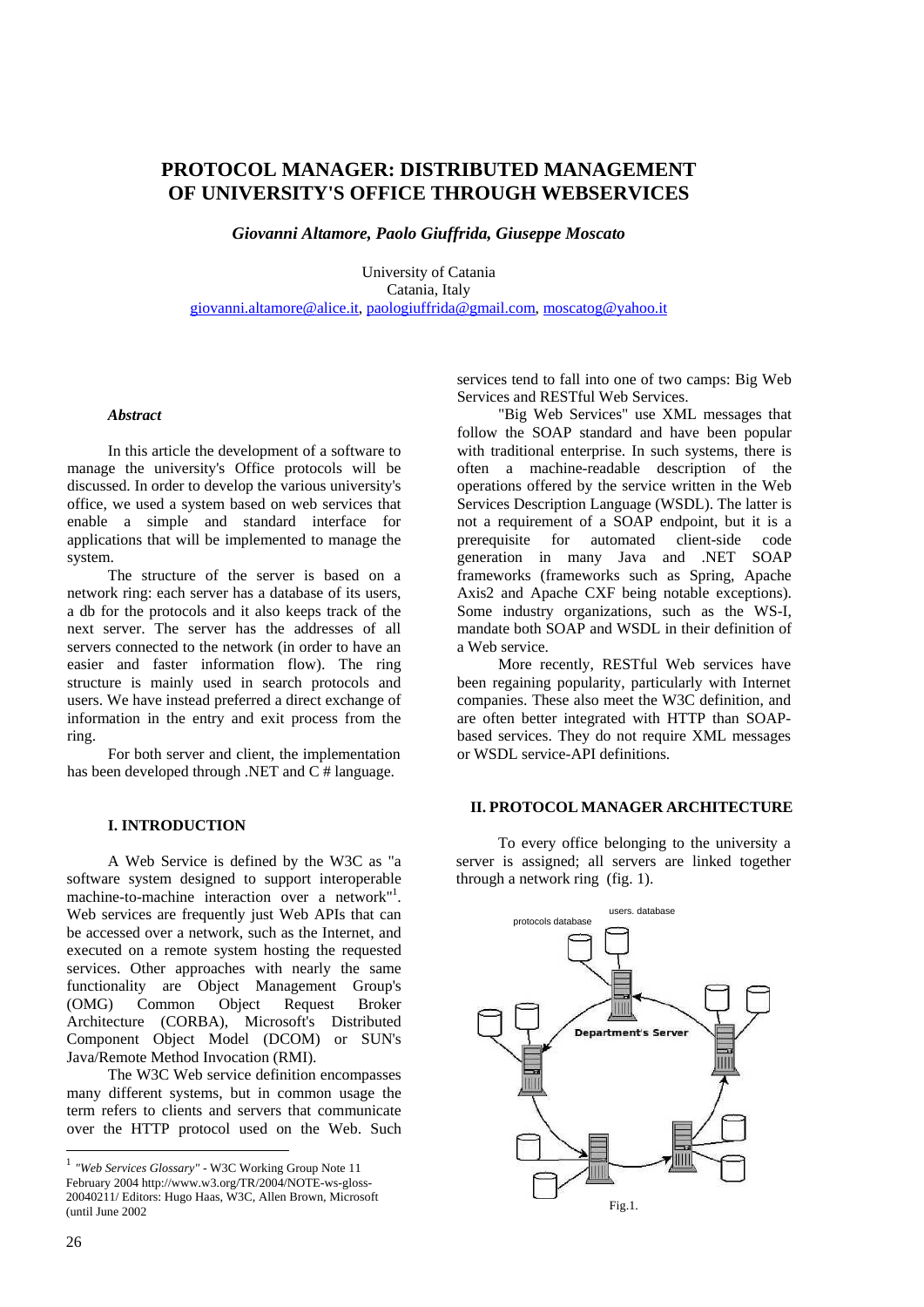# PROTOCOL MANAGER: DISTRIBUTED MANAGEMENT OF UNIVERSITY'S OFFICE THROUGH WEBSERVICES

***Giovanni Altamore, Paolo Giuffrida, Giuseppe Moscato***

University of Catania
Catania, Italy
giovanni.altamore@alice.it, paologiuffrida@gmail.com, moscatog@yahoo.it

### *Abstract*

In this article the development of a software to manage the university's Office protocols will be discussed. In order to develop the various university's office, we used a system based on web services that enable a simple and standard interface for applications that will be implemented to manage the system.

The structure of the server is based on a network ring: each server has a database of its users, a db for the protocols and it also keeps track of the next server. The server has the addresses of all servers connected to the network (in order to have an easier and faster information flow). The ring structure is mainly used in search protocols and users. We have instead preferred a direct exchange of information in the entry and exit process from the ring.

For both server and client, the implementation has been developed through .NET and C # language.

## I. INTRODUCTION

A Web Service is defined by the W3C as "a software system designed to support interoperable machine-to-machine interaction over a network"[1]. Web services are frequently just Web APIs that can be accessed over a network, such as the Internet, and executed on a remote system hosting the requested services. Other approaches with nearly the same functionality are Object Management Group's (OMG) Common Object Request Broker Architecture (CORBA), Microsoft's Distributed Component Object Model (DCOM) or SUN's Java/Remote Method Invocation (RMI).

The W3C Web service definition encompasses many different systems, but in common usage the term refers to clients and servers that communicate over the HTTP protocol used on the Web. Such services tend to fall into one of two camps: Big Web Services and RESTful Web Services.

"Big Web Services" use XML messages that follow the SOAP standard and have been popular with traditional enterprise. In such systems, there is often a machine-readable description of the operations offered by the service written in the Web Services Description Language (WSDL). The latter is not a requirement of a SOAP endpoint, but it is a prerequisite for automated client-side code generation in many Java and .NET SOAP frameworks (frameworks such as Spring, Apache Axis2 and Apache CXF being notable exceptions). Some industry organizations, such as the WS-I, mandate both SOAP and WSDL in their definition of a Web service.

More recently, RESTful Web services have been regaining popularity, particularly with Internet companies. These also meet the W3C definition, and are often better integrated with HTTP than SOAP-based services. They do not require XML messages or WSDL service-API definitions.

## II. PROTOCOL MANAGER ARCHITECTURE

To every office belonging to the university a server is assigned; all servers are linked together through a network ring (fig. 1).

Fig.1.

[1] *"Web Services Glossary"* - W3C Working Group Note 11 February 2004 http://www.w3.org/TR/2004/NOTE-ws-gloss-20040211/ Editors: Hugo Haas, W3C, Allen Brown, Microsoft (until June 2002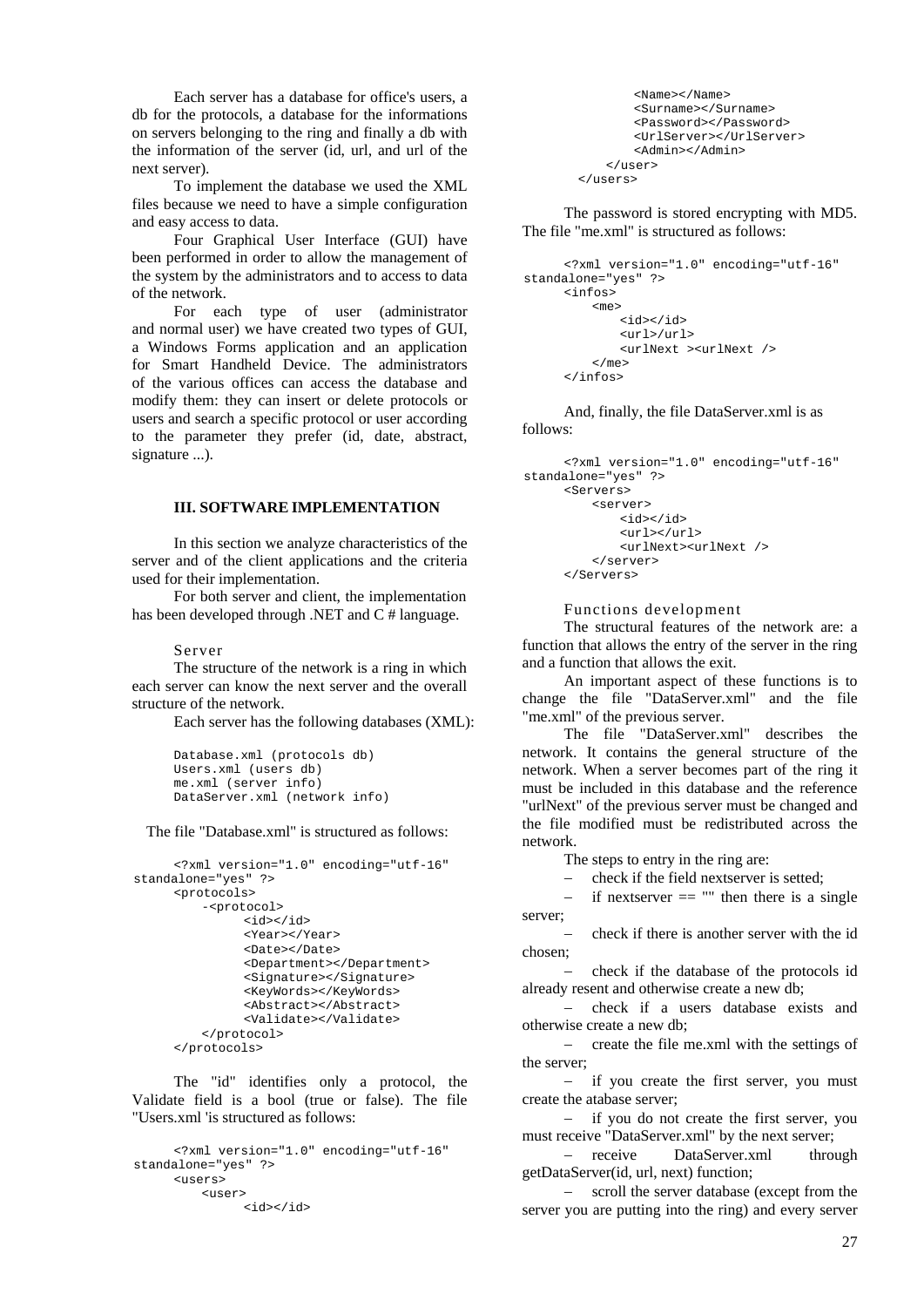Each server has a database for office's users, a db for the protocols, a database for the informations on servers belonging to the ring and finally a db with the information of the server (id, url, and url of the next server).

To implement the database we used the XML files because we need to have a simple configuration and easy access to data.

Four Graphical User Interface (GUI) have been performed in order to allow the management of the system by the administrators and to access to data of the network.

For each type of user (administrator and normal user) we have created two types of GUI, a Windows Forms application and an application for Smart Handheld Device. The administrators of the various offices can access the database and modify them: they can insert or delete protocols or users and search a specific protocol or user according to the parameter they prefer (id, date, abstract, signature ...).

### III. SOFTWARE IMPLEMENTATION

In this section we analyze characteristics of the server and of the client applications and the criteria used for their implementation.

For both server and client, the implementation has been developed through .NET and C # language.

#### Server

The structure of the network is a ring in which each server can know the next server and the overall structure of the network.

Each server has the following databases (XML):

```
Database.xml (protocols db)
Users.xml (users db)
me.xml (server info)
DataServer.xml (network info)
```

The file "Database.xml" is structured as follows:

```
<?xml version="1.0" encoding="utf-16" standalone="yes" ?>
<protocols>
    -<protocol>
        <id></id>
        <Year></Year>
        <Date></Date>
        <Department></Department>
        <Signature></Signature>
        <KeyWords></KeyWords>
        <Abstract></Abstract>
        <Validate></Validate>
    </protocol>
</protocols>
```

The "id" identifies only a protocol, the Validate field is a bool (true or false). The file "Users.xml 'is structured as follows:

```
<?xml version="1.0" encoding="utf-16" standalone="yes" ?>
<users>
    <user>
        <id></id>
        <Name></Name>
        <Surname></Surname>
        <Password></Password>
        <UrlServer></UrlServer>
        <Admin></Admin>
    </user>
</users>
```

The password is stored encrypting with MD5. The file "me.xml" is structured as follows:

```
<?xml version="1.0" encoding="utf-16" standalone="yes" ?>
<infos>
    <me>
        <id></id>
        <url>/url>
        <urlNext ><urlNext />
    </me>
</infos>
```

And, finally, the file DataServer.xml is as follows:

```
<?xml version="1.0" encoding="utf-16" standalone="yes" ?>
<Servers>
    <server>
        <id></id>
        <url></url>
        <urlNext><urlNext />
    </server>
</Servers>
```

#### Functions development

The structural features of the network are: a function that allows the entry of the server in the ring and a function that allows the exit.

An important aspect of these functions is to change the file "DataServer.xml" and the file "me.xml" of the previous server.

The file "DataServer.xml" describes the network. It contains the general structure of the network. When a server becomes part of the ring it must be included in this database and the reference "urlNext" of the previous server must be changed and the file modified must be redistributed across the network.

The steps to entry in the ring are:

- check if the field nextserver is setted;
- if nextserver == "" then there is a single server;
- check if there is another server with the id chosen;
- check if the database of the protocols id already resent and otherwise create a new db;
- check if a users database exists and otherwise create a new db;
- create the file me.xml with the settings of the server;
- if you create the first server, you must create the atabase server;
- if you do not create the first server, you must receive "DataServer.xml" by the next server;
- receive DataServer.xml through getDataServer(id, url, next) function;
- scroll the server database (except from the server you are putting into the ring) and every server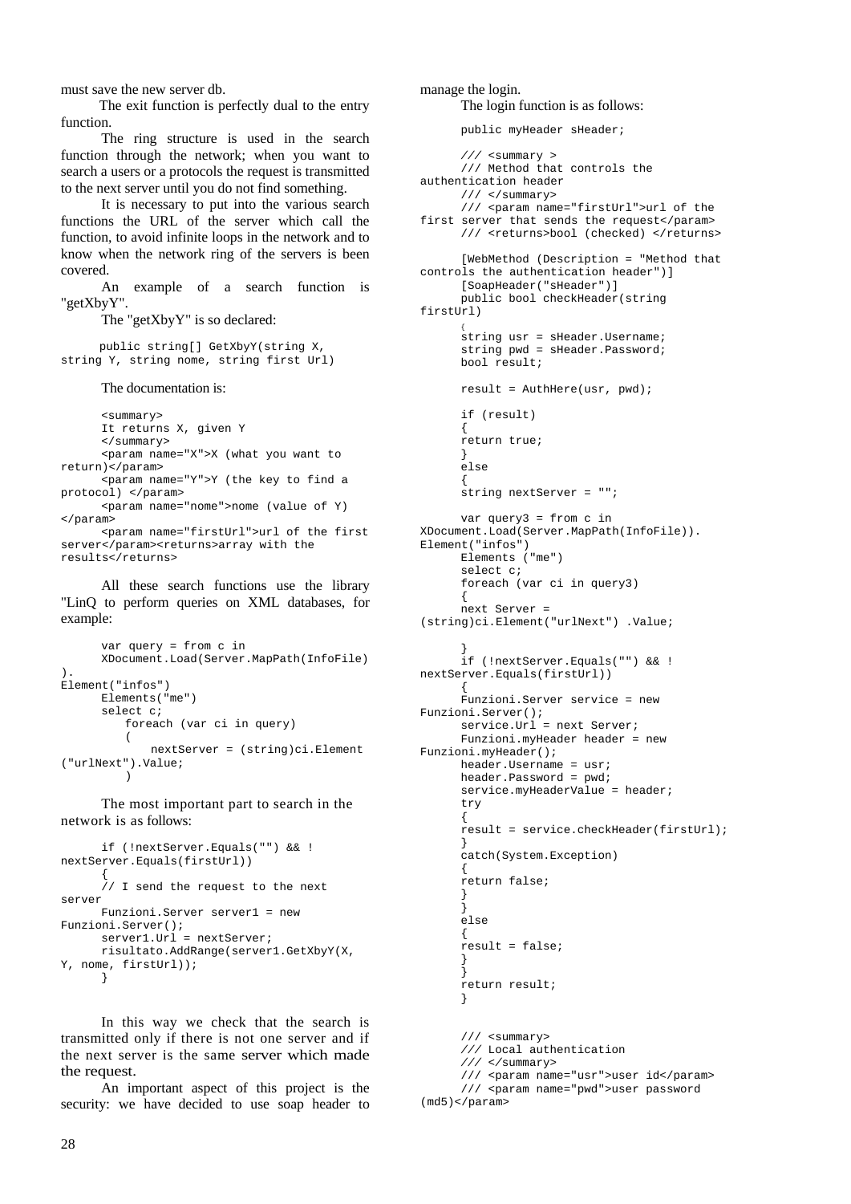must save the new server db.

The exit function is perfectly dual to the entry function.

The ring structure is used in the search function through the network; when you want to search a users or a protocols the request is transmitted to the next server until you do not find something.

It is necessary to put into the various search functions the URL of the server which call the function, to avoid infinite loops in the network and to know when the network ring of the servers is been covered.

An example of a search function is "getXbyY".

The "getXbyY" is so declared:

```
public string[] GetXbyY(string X,
string Y, string nome, string first Url)
```

The documentation is:

```
<summary>
It returns X, given Y
</summary>
<param name="X">X (what you want to
return)</param>
<param name="Y">Y (the key to find a
protocol) </param>
<param name="nome">nome (value of Y)
</param>
<param name="firstUrl">url of the first
server</param><returns>array with the
results</returns>
```

All these search functions use the library "LinQ to perform queries on XML databases, for example:

```
var query = from c in
XDocument.Load(Server.MapPath(InfoFile)
).
Element("infos")
Elements("me")
select c;
   foreach (var ci in query)
   (
       nextServer = (string)ci.Element
("urlNext").Value;
   )
```

The most important part to search in the network is as follows:

```
if (!nextServer.Equals("") && !
nextServer.Equals(firstUrl))
{
// I send the request to the next
server
Funzioni.Server server1 = new
Funzioni.Server();
server1.Url = nextServer;
risultato.AddRange(server1.GetXbyY(X,
Y, nome, firstUrl));
}
```

In this way we check that the search is transmitted only if there is not one server and if the next server is the same server which made the request.

An important aspect of this project is the security: we have decided to use soap header to manage the login.

The login function is as follows:

```
public myHeader sHeader;

/// <summary >
/// Method that controls the
authentication header
/// </summary>
/// <param name="firstUrl">url of the
first server that sends the request</param>
/// <returns>bool (checked) </returns>

[WebMethod (Description = "Method that
controls the authentication header")]
[SoapHeader("sHeader")]
public bool checkHeader(string
firstUrl)
(
string usr = sHeader.Username;
string pwd = sHeader.Password;
bool result;

result = AuthHere(usr, pwd);

if (result)
{
return true;
}
else
{
string nextServer = "";

var query3 = from c in
XDocument.Load(Server.MapPath(InfoFile)).
Element("infos")
Elements ("me")
select c;
foreach (var ci in query3)
{
next Server =
(string)ci.Element("urlNext") .Value;

}
if (!nextServer.Equals("") && !
nextServer.Equals(firstUrl))
{
Funzioni.Server service = new
Funzioni.Server();
service.Url = next Server;
Funzioni.myHeader header = new
Funzioni.myHeader();
header.Username = usr;
header.Password = pwd;
service.myHeaderValue = header;
try
{
result = service.checkHeader(firstUrl);
}
catch(System.Exception)
{
return false;
}
}
else
{
result = false;
}
}
return result;
}


/// <summary>
/// Local authentication
/// </summary>
/// <param name="usr">user id</param>
/// <param name="pwd">user password
(md5)</param>
```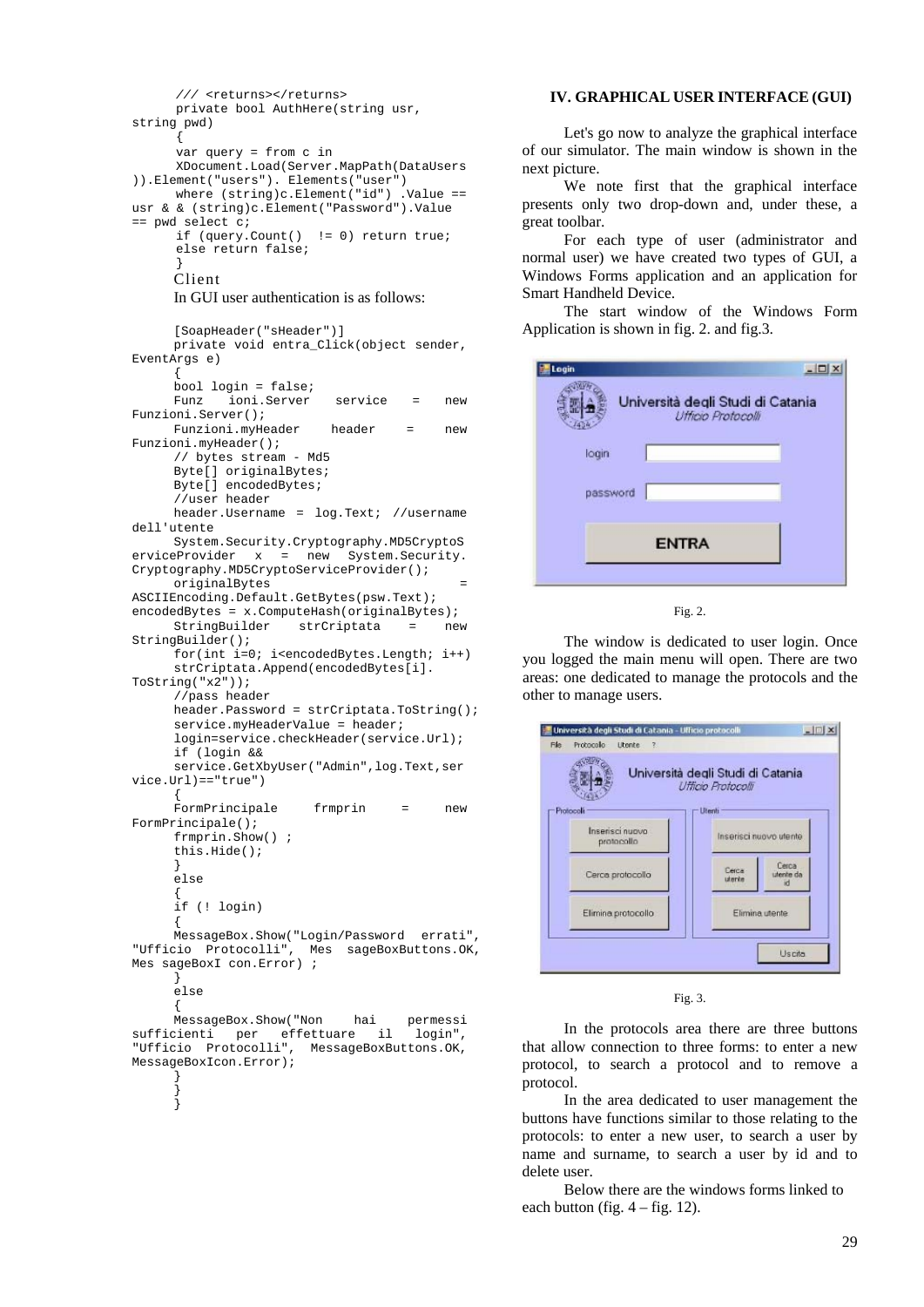```
/// <returns></returns>
private bool AuthHere(string usr, string pwd)
{
var query = from c in
XDocument.Load(Server.MapPath(DataUsers)).Element("users"). Elements("user")
where (string)c.Element("id") .Value == usr & & (string)c.Element("Password").Value == pwd select c;
if (query.Count()  != 0) return true;
else return false;
}
```

Client

In GUI user authentication is as follows:

```
[SoapHeader("sHeader")]
private void entra_Click(object sender, EventArgs e)
{
bool login = false;
Funz    ioni.Server   service   =   new Funzioni.Server();
Funzioni.myHeader    header    =    new Funzioni.myHeader();
// bytes stream - Md5
Byte[] originalBytes;
Byte[] encodedBytes;
//user header
header.Username = log.Text; //username dell'utente
System.Security.Cryptography.MD5CryptoServiceProvider   x   =  new  System.Security.Cryptography.MD5CryptoServiceProvider();
originalBytes                                    =
ASCIIEncoding.Default.GetBytes(psw.Text);
encodedBytes = x.ComputeHash(originalBytes);
StringBuilder    strCriptata    =    new StringBuilder();
for(int i=0; i<encodedBytes.Length; i++)
strCriptata.Append(encodedBytes[i].ToString("x2"));
//pass header
header.Password = strCriptata.ToString();
service.myHeaderValue = header;
login=service.checkHeader(service.Url);
if (login &&
service.GetXbyUser("Admin",log.Text,service.Url)=="true")
{
FormPrincipale     frmprin     =     new FormPrincipale();
frmprin.Show() ;
this.Hide();
}
else
{
if (! login)
{
MessageBox.Show("Login/Password  errati", "Ufficio  Protocolli",  Mes  sageBoxButtons.OK, Mes sageBoxI con.Error) ;
}
else
{
MessageBox.Show("Non     hai     permessi sufficienti   per   effettuare   il   login", "Ufficio  Protocolli",  MessageBoxButtons.OK, MessageBoxIcon.Error);
}
}
}
```

## IV. GRAPHICAL USER INTERFACE (GUI)

Let's go now to analyze the graphical interface of our simulator. The main window is shown in the next picture.

We note first that the graphical interface presents only two drop-down and, under these, a great toolbar.

For each type of user (administrator and normal user) we have created two types of GUI, a Windows Forms application and an application for Smart Handheld Device.

The start window of the Windows Form Application is shown in fig. 2. and fig.3.

Fig. 2.

The window is dedicated to user login. Once you logged the main menu will open. There are two areas: one dedicated to manage the protocols and the other to manage users.

Fig. 3.

In the protocols area there are three buttons that allow connection to three forms: to enter a new protocol, to search a protocol and to remove a protocol.

In the area dedicated to user management the buttons have functions similar to those relating to the protocols: to enter a new user, to search a user by name and surname, to search a user by id and to delete user.

Below there are the windows forms linked to each button (fig. 4 – fig. 12).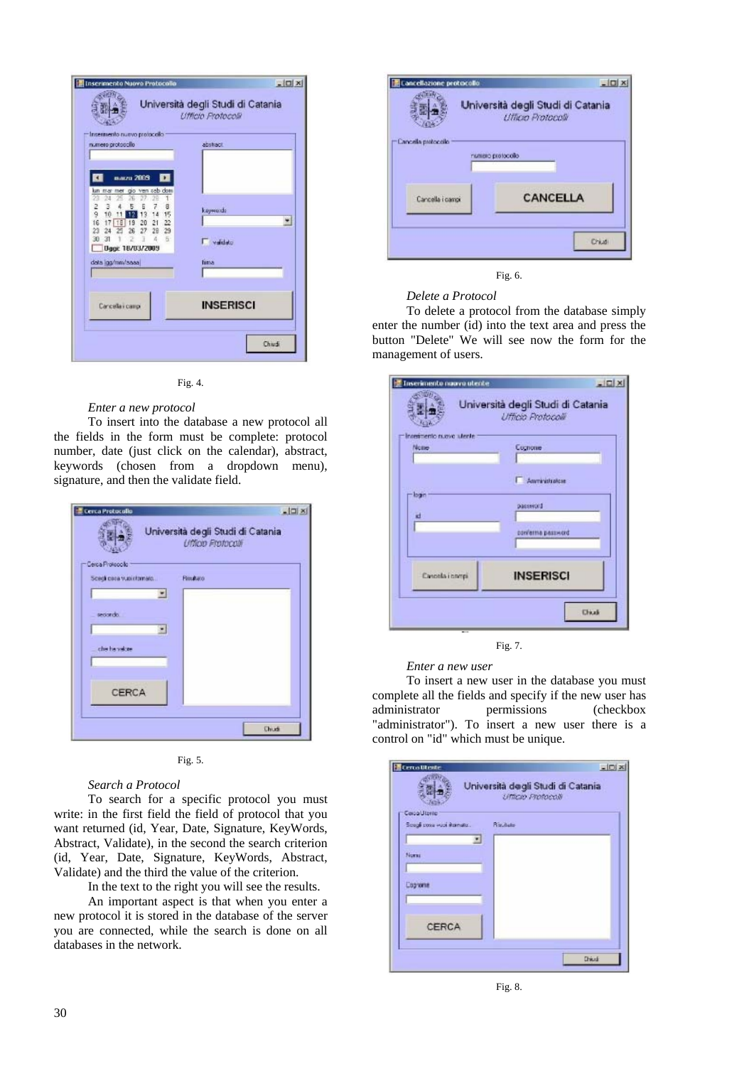Fig. 4.

*Enter a new protocol*

To insert into the database a new protocol all the fields in the form must be complete: protocol number, date (just click on the calendar), abstract, keywords (chosen from a dropdown menu), signature, and then the validate field.

Fig. 5.

*Search a Protocol*

To search for a specific protocol you must write: in the first field the field of protocol that you want returned (id, Year, Date, Signature, KeyWords, Abstract, Validate), in the second the search criterion (id, Year, Date, Signature, KeyWords, Abstract, Validate) and the third the value of the criterion.

In the text to the right you will see the results.

An important aspect is that when you enter a new protocol it is stored in the database of the server you are connected, while the search is done on all databases in the network.

Fig. 6.

*Delete a Protocol*

To delete a protocol from the database simply enter the number (id) into the text area and press the button "Delete" We will see now the form for the management of users.

Fig. 7.

*Enter a new user*

To insert a new user in the database you must complete all the fields and specify if the new user has administrator permissions (checkbox "administrator"). To insert a new user there is a control on "id" which must be unique.

Fig. 8.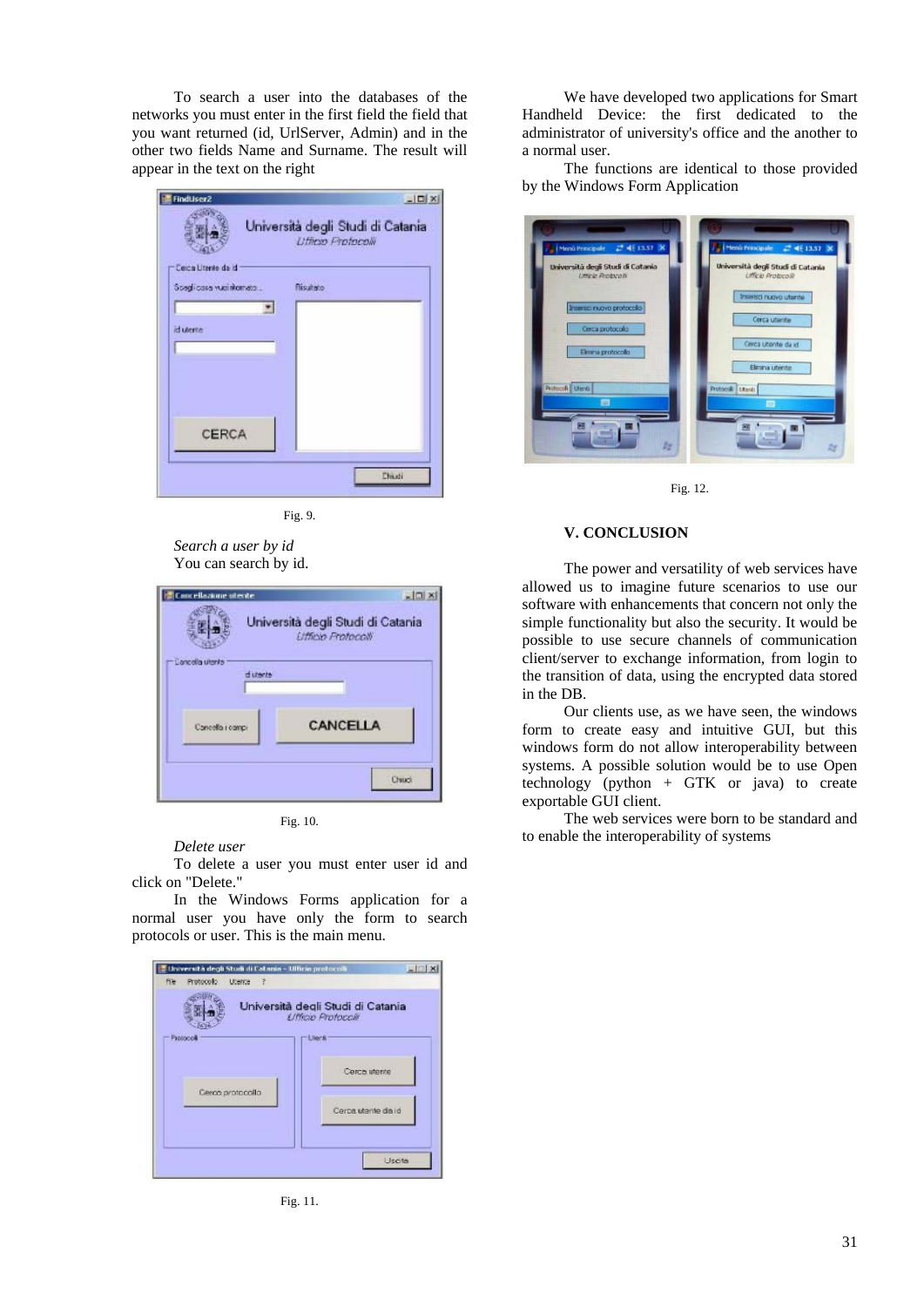To search a user into the databases of the networks you must enter in the first field the field that you want returned (id, UrlServer, Admin) and in the other two fields Name and Surname. The result will appear in the text on the right

Fig. 9.

*Search a user by id*

You can search by id.

Fig. 10.

*Delete user*

To delete a user you must enter user id and click on "Delete."

In the Windows Forms application for a normal user you have only the form to search protocols or user. This is the main menu.

Fig. 11.

We have developed two applications for Smart Handheld Device: the first dedicated to the administrator of university's office and the another to a normal user.

The functions are identical to those provided by the Windows Form Application

Fig. 12.

## V. CONCLUSION

The power and versatility of web services have allowed us to imagine future scenarios to use our software with enhancements that concern not only the simple functionality but also the security. It would be possible to use secure channels of communication client/server to exchange information, from login to the transition of data, using the encrypted data stored in the DB.

Our clients use, as we have seen, the windows form to create easy and intuitive GUI, but this windows form do not allow interoperability between systems. A possible solution would be to use Open technology (python + GTK or java) to create exportable GUI client.

The web services were born to be standard and to enable the interoperability of systems